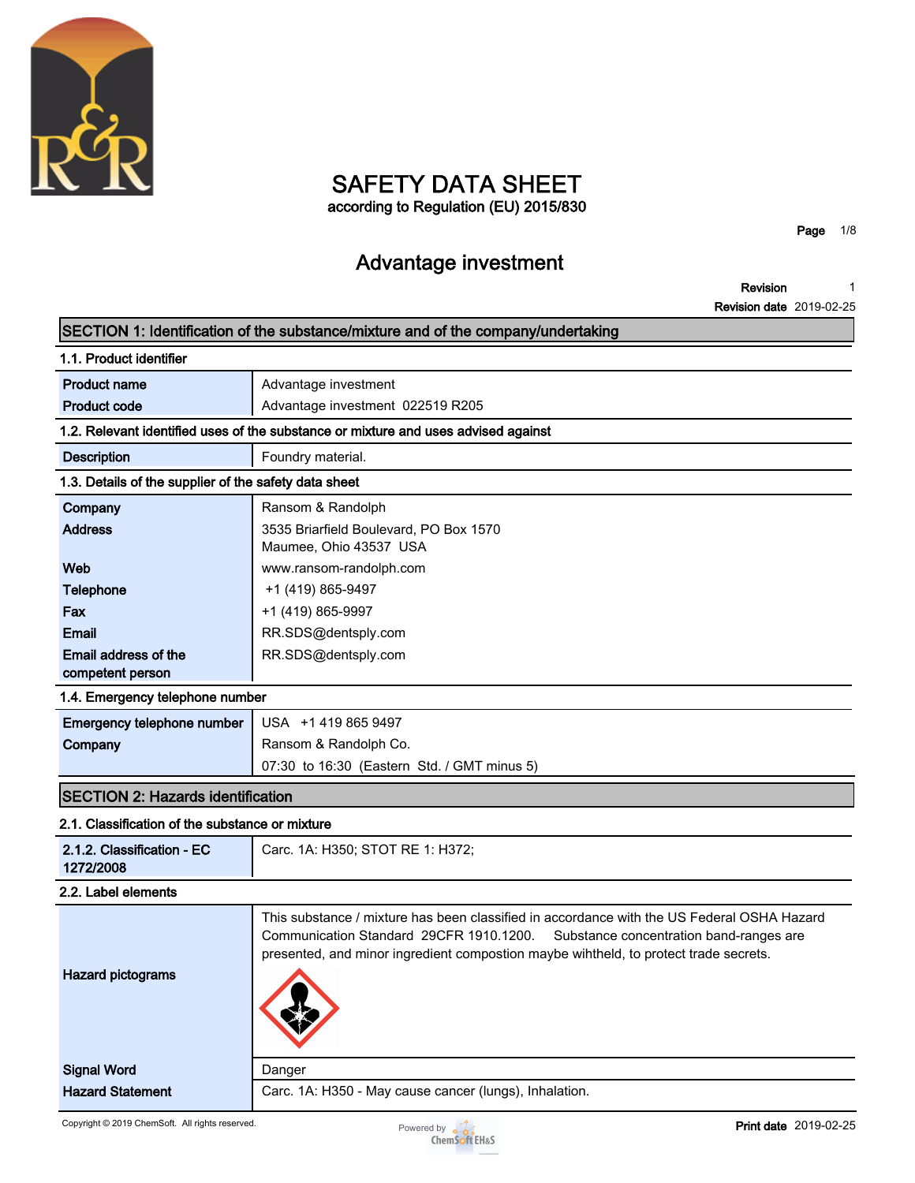# SAFETY DATA SHEET

according to Regulation (EU) 2015/830

## Advantage investment

**Revision** 1
**Revision date** 2019-02-25

## SECTION 1: Identification of the substance/mixture and of the company/undertaking

### 1.1. Product identifier

| | |
|---|---|
| **Product name** | Advantage investment |
| **Product code** | Advantage investment 022519 R205 |

### 1.2. Relevant identified uses of the substance or mixture and uses advised against

| | |
|---|---|
| **Description** | Foundry material. |

### 1.3. Details of the supplier of the safety data sheet

| | |
|---|---|
| **Company** | Ransom & Randolph |
| **Address** | 3535 Briarfield Boulevard, PO Box 1570<br>Maumee, Ohio 43537 USA |
| **Web** | www.ransom-randolph.com |
| **Telephone** | +1 (419) 865-9497 |
| **Fax** | +1 (419) 865-9997 |
| **Email** | RR.SDS@dentsply.com |
| **Email address of the competent person** | RR.SDS@dentsply.com |

### 1.4. Emergency telephone number

| | |
|---|---|
| **Emergency telephone number** | USA +1 419 865 9497 |
| **Company** | Ransom & Randolph Co. |
| | 07:30 to 16:30 (Eastern Std. / GMT minus 5) |

## SECTION 2: Hazards identification

### 2.1. Classification of the substance or mixture

| | |
|---|---|
| **2.1.2. Classification - EC 1272/2008** | Carc. 1A: H350; STOT RE 1: H372; |

### 2.2. Label elements

| | |
|---|---|
| **Hazard pictograms** | This substance / mixture has been classified in accordance with the US Federal OSHA Hazard Communication Standard 29CFR 1910.1200. Substance concentration band-ranges are presented, and minor ingredient compostion maybe wihtheld, to protect trade secrets. |
| **Signal Word** | Danger |
| **Hazard Statement** | Carc. 1A: H350 - May cause cancer (lungs), Inhalation. |

Copyright © 2019 ChemSoft. All rights reserved.

**Print date** 2019-02-25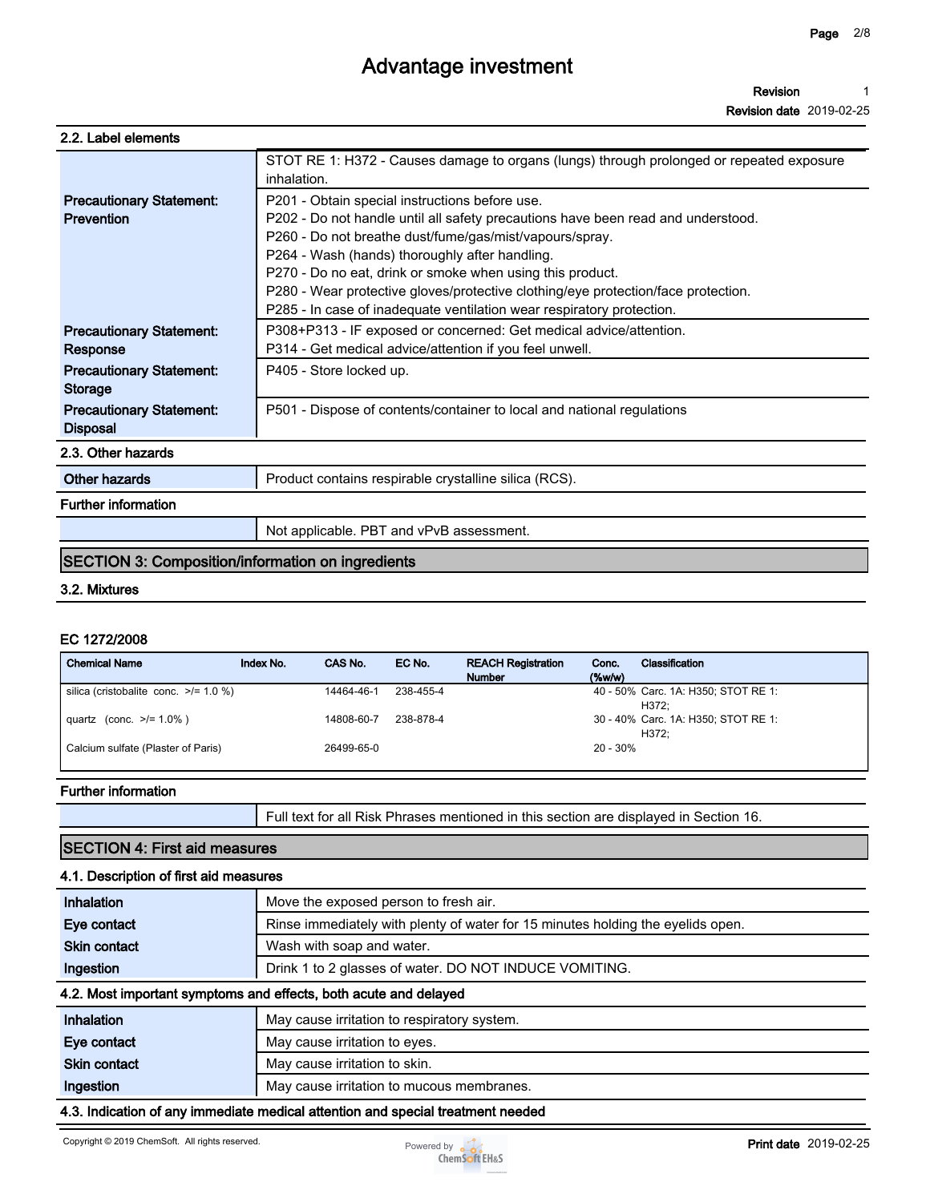### 2.2. Label elements

| | |
|---|---|
| | STOT RE 1: H372 - Causes damage to organs (lungs) through prolonged or repeated exposure inhalation. |
| **Precautionary Statement: Prevention** | P201 - Obtain special instructions before use.<br>P202 - Do not handle until all safety precautions have been read and understood.<br>P260 - Do not breathe dust/fume/gas/mist/vapours/spray.<br>P264 - Wash (hands) thoroughly after handling.<br>P270 - Do no eat, drink or smoke when using this product.<br>P280 - Wear protective gloves/protective clothing/eye protection/face protection.<br>P285 - In case of inadequate ventilation wear respiratory protection. |
| **Precautionary Statement: Response** | P308+P313 - IF exposed or concerned: Get medical advice/attention.<br>P314 - Get medical advice/attention if you feel unwell. |
| **Precautionary Statement: Storage** | P405 - Store locked up. |
| **Precautionary Statement: Disposal** | P501 - Dispose of contents/container to local and national regulations |

### 2.3. Other hazards

| | |
|---|---|
| **Other hazards** | Product contains respirable crystalline silica (RCS). |

### Further information

| | |
|---|---|
| | Not applicable. PBT and vPvB assessment. |

## SECTION 3: Composition/information on ingredients

### 3.2. Mixtures

**EC 1272/2008**

| Chemical Name | Index No. | CAS No. | EC No. | REACH Registration Number | Conc. (%w/w) | Classification |
|---|---|---|---|---|---|---|
| silica (cristobalite conc. >/= 1.0 %) | | 14464-46-1 | 238-455-4 | | 40 - 50% | Carc. 1A: H350; STOT RE 1: H372; |
| quartz (conc. >/= 1.0% ) | | 14808-60-7 | 238-878-4 | | 30 - 40% | Carc. 1A: H350; STOT RE 1: H372; |
| Calcium sulfate (Plaster of Paris) | | 26499-65-0 | | | 20 - 30% | |

### Further information

| | |
|---|---|
| | Full text for all Risk Phrases mentioned in this section are displayed in Section 16. |

## SECTION 4: First aid measures

### 4.1. Description of first aid measures

| | |
|---|---|
| **Inhalation** | Move the exposed person to fresh air. |
| **Eye contact** | Rinse immediately with plenty of water for 15 minutes holding the eyelids open. |
| **Skin contact** | Wash with soap and water. |
| **Ingestion** | Drink 1 to 2 glasses of water. DO NOT INDUCE VOMITING. |

### 4.2. Most important symptoms and effects, both acute and delayed

| | |
|---|---|
| **Inhalation** | May cause irritation to respiratory system. |
| **Eye contact** | May cause irritation to eyes. |
| **Skin contact** | May cause irritation to skin. |
| **Ingestion** | May cause irritation to mucous membranes. |

### 4.3. Indication of any immediate medical attention and special treatment needed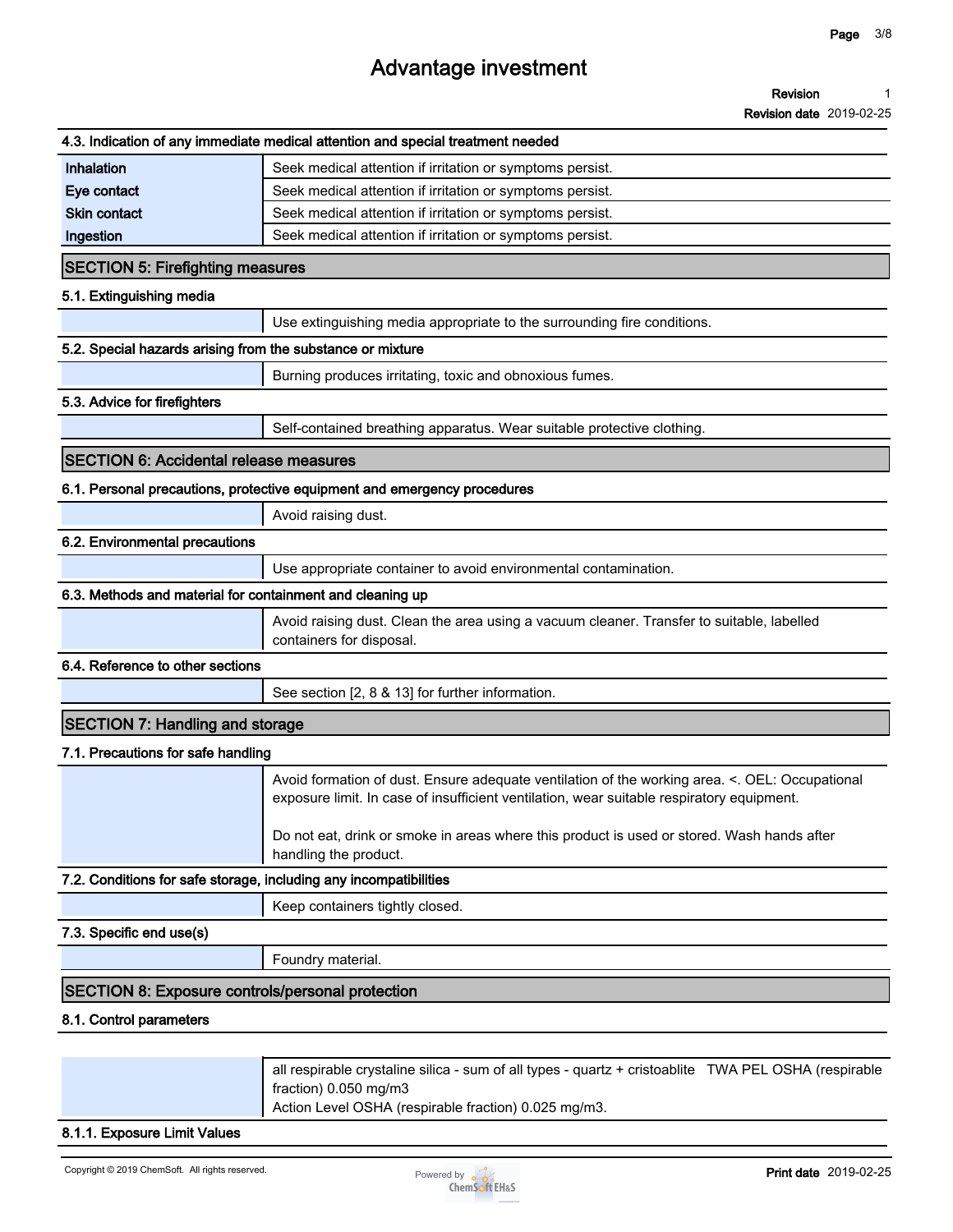### 4.3. Indication of any immediate medical attention and special treatment needed

| | |
|---|---|
| **Inhalation** | Seek medical attention if irritation or symptoms persist. |
| **Eye contact** | Seek medical attention if irritation or symptoms persist. |
| **Skin contact** | Seek medical attention if irritation or symptoms persist. |
| **Ingestion** | Seek medical attention if irritation or symptoms persist. |

## SECTION 5: Firefighting measures

### 5.1. Extinguishing media

Use extinguishing media appropriate to the surrounding fire conditions.

### 5.2. Special hazards arising from the substance or mixture

Burning produces irritating, toxic and obnoxious fumes.

### 5.3. Advice for firefighters

Self-contained breathing apparatus. Wear suitable protective clothing.

## SECTION 6: Accidental release measures

### 6.1. Personal precautions, protective equipment and emergency procedures

Avoid raising dust.

### 6.2. Environmental precautions

Use appropriate container to avoid environmental contamination.

### 6.3. Methods and material for containment and cleaning up

Avoid raising dust. Clean the area using a vacuum cleaner. Transfer to suitable, labelled containers for disposal.

### 6.4. Reference to other sections

See section [2, 8 & 13] for further information.

## SECTION 7: Handling and storage

### 7.1. Precautions for safe handling

Avoid formation of dust. Ensure adequate ventilation of the working area. <. OEL: Occupational exposure limit. In case of insufficient ventilation, wear suitable respiratory equipment.

Do not eat, drink or smoke in areas where this product is used or stored. Wash hands after handling the product.

### 7.2. Conditions for safe storage, including any incompatibilities

Keep containers tightly closed.

### 7.3. Specific end use(s)

Foundry material.

## SECTION 8: Exposure controls/personal protection

### 8.1. Control parameters

all respirable crystaline silica - sum of all types - quartz + cristoablite TWA PEL OSHA (respirable fraction) 0.050 mg/m3
Action Level OSHA (respirable fraction) 0.025 mg/m3.

### 8.1.1. Exposure Limit Values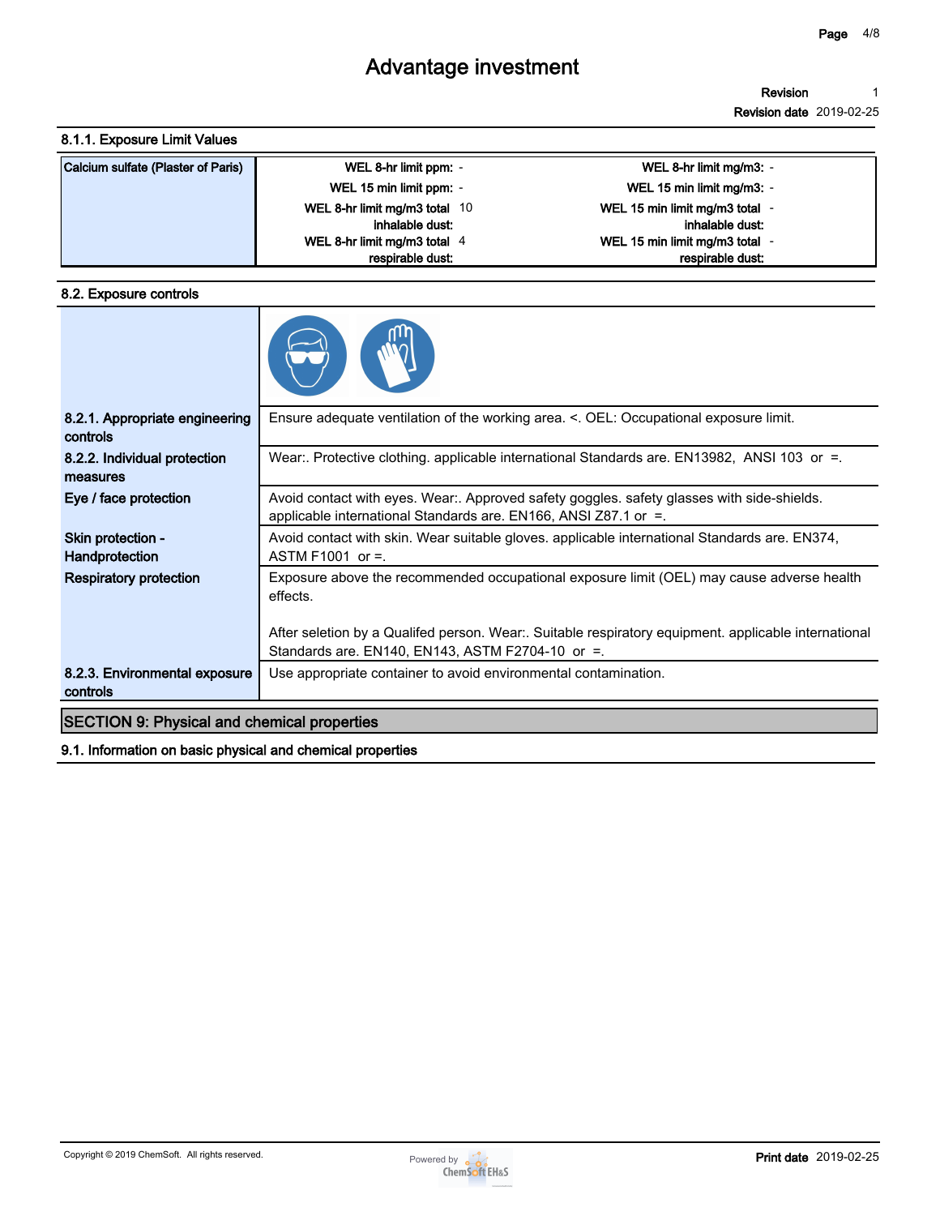### 8.1.1. Exposure Limit Values

| Calcium sulfate (Plaster of Paris) | | |
|---|---|---|
| | WEL 8-hr limit ppm: - | WEL 8-hr limit mg/m3: - |
| | WEL 15 min limit ppm: - | WEL 15 min limit mg/m3: - |
| | WEL 8-hr limit mg/m3 total inhalable dust: 10 | WEL 15 min limit mg/m3 total inhalable dust: - |
| | WEL 8-hr limit mg/m3 total respirable dust: 4 | WEL 15 min limit mg/m3 total respirable dust: - |

### 8.2. Exposure controls

| | |
|---|---|
| **8.2.1. Appropriate engineering controls** | Ensure adequate ventilation of the working area. <. OEL: Occupational exposure limit. |
| **8.2.2. Individual protection measures** | Wear:. Protective clothing. applicable international Standards are. EN13982, ANSI 103 or =. |
| **Eye / face protection** | Avoid contact with eyes. Wear:. Approved safety goggles. safety glasses with side-shields. applicable international Standards are. EN166, ANSI Z87.1 or =. |
| **Skin protection - Handprotection** | Avoid contact with skin. Wear suitable gloves. applicable international Standards are. EN374, ASTM F1001 or =. |
| **Respiratory protection** | Exposure above the recommended occupational exposure limit (OEL) may cause adverse health effects.<br><br>After seletion by a Qualifed person. Wear:. Suitable respiratory equipment. applicable international Standards are. EN140, EN143, ASTM F2704-10 or =. |
| **8.2.3. Environmental exposure controls** | Use appropriate container to avoid environmental contamination. |

## SECTION 9: Physical and chemical properties

### 9.1. Information on basic physical and chemical properties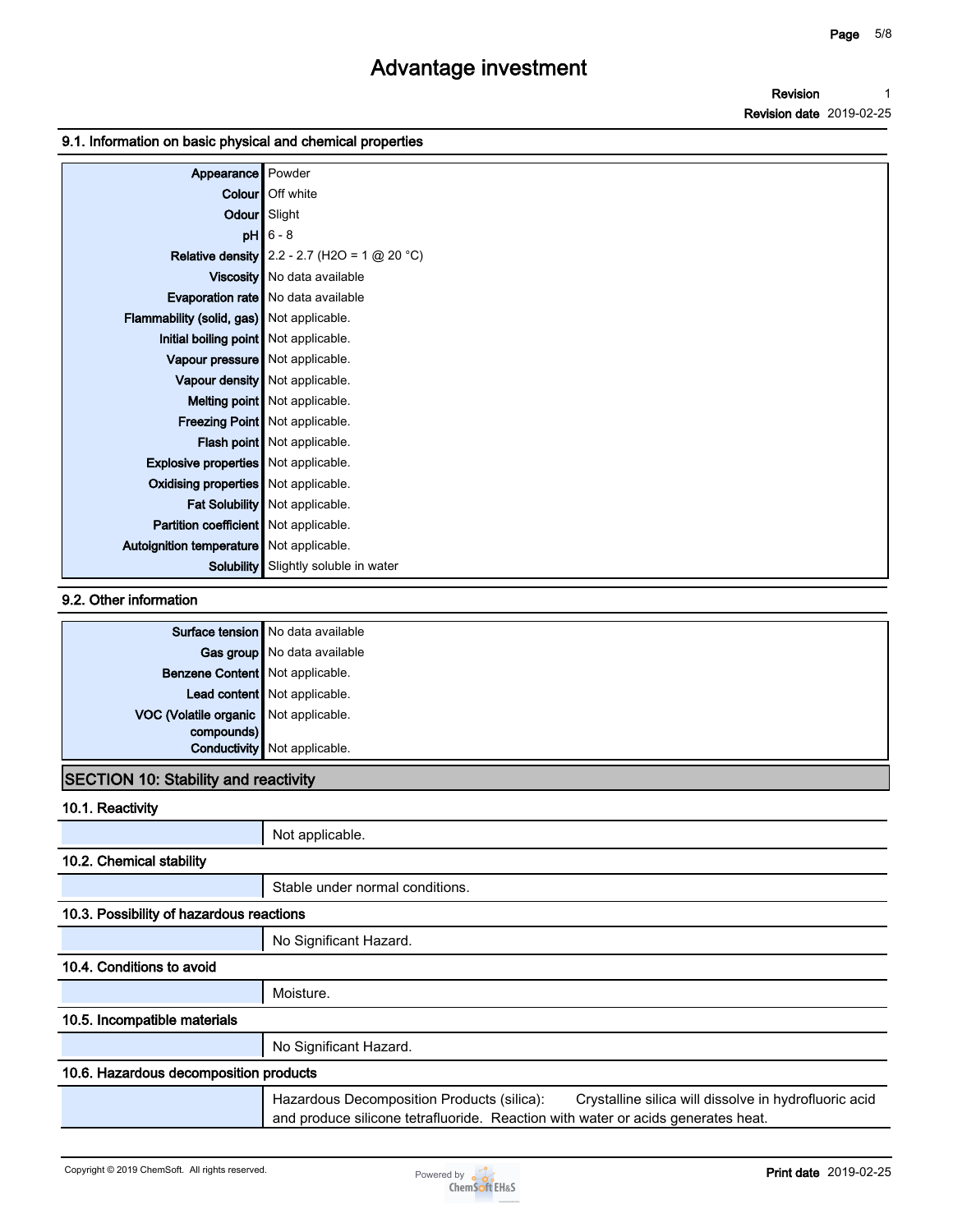### 9.1. Information on basic physical and chemical properties

| | |
|---|---|
| Appearance | Powder |
| Colour | Off white |
| Odour | Slight |
| pH | 6 - 8 |
| Relative density | 2.2 - 2.7 ($H_2O$ = 1 @ 20 °C) |
| Viscosity | No data available |
| Evaporation rate | No data available |
| Flammability (solid, gas) | Not applicable. |
| Initial boiling point | Not applicable. |
| Vapour pressure | Not applicable. |
| Vapour density | Not applicable. |
| Melting point | Not applicable. |
| Freezing Point | Not applicable. |
| Flash point | Not applicable. |
| Explosive properties | Not applicable. |
| Oxidising properties | Not applicable. |
| Fat Solubility | Not applicable. |
| Partition coefficient | Not applicable. |
| Autoignition temperature | Not applicable. |
| Solubility | Slightly soluble in water |

### 9.2. Other information

| | |
|---|---|
| Surface tension | No data available |
| Gas group | No data available |
| Benzene Content | Not applicable. |
| Lead content | Not applicable. |
| VOC (Volatile organic compounds) | Not applicable. |
| Conductivity | Not applicable. |

## SECTION 10: Stability and reactivity

### 10.1. Reactivity

Not applicable.

### 10.2. Chemical stability

Stable under normal conditions.

### 10.3. Possibility of hazardous reactions

No Significant Hazard.

### 10.4. Conditions to avoid

Moisture.

### 10.5. Incompatible materials

No Significant Hazard.

### 10.6. Hazardous decomposition products

Hazardous Decomposition Products (silica): Crystalline silica will dissolve in hydrofluoric acid and produce silicone tetrafluoride. Reaction with water or acids generates heat.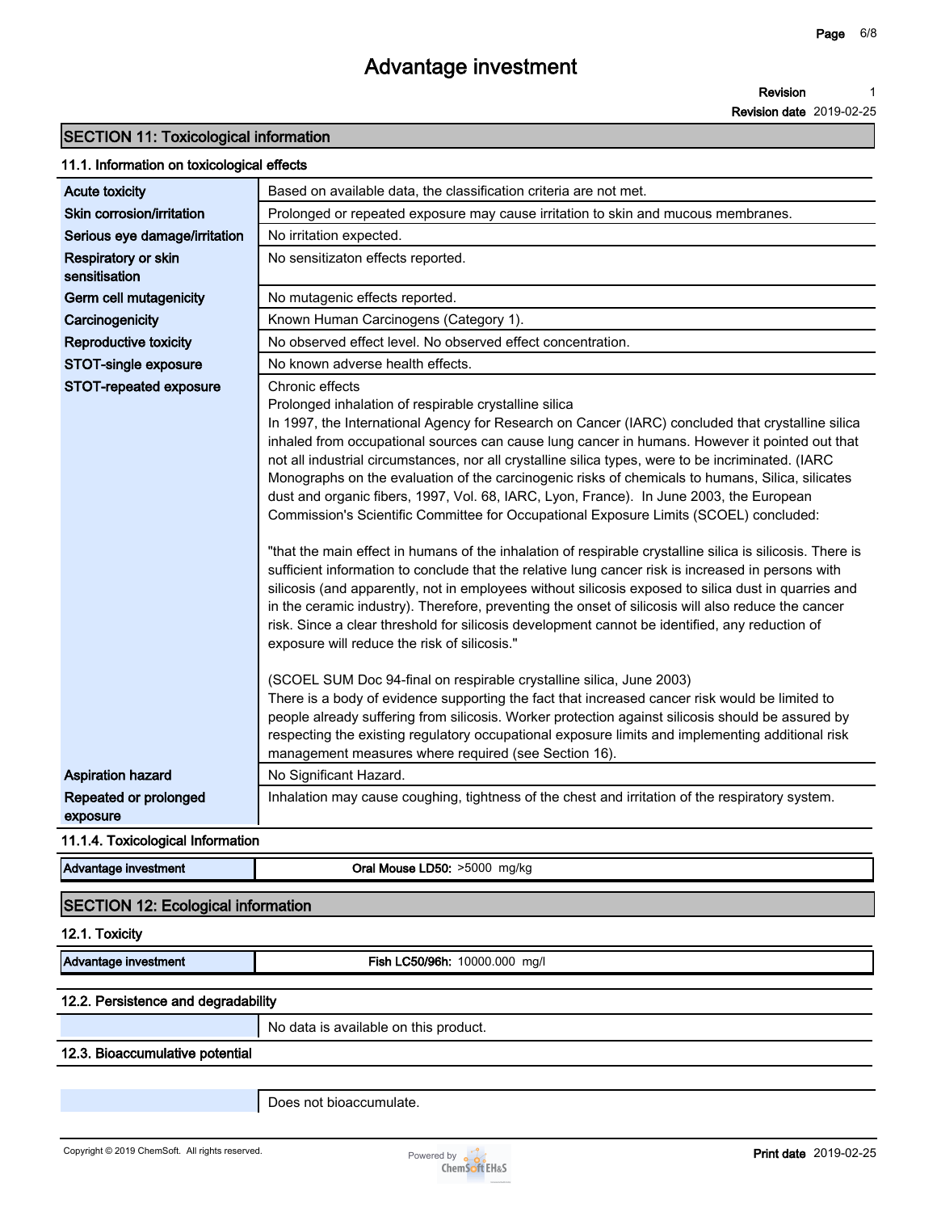# Advantage investment

**Revision** 1

**Revision date** 2019-02-25

## SECTION 11: Toxicological information

### 11.1. Information on toxicological effects

| | |
|---|---|
| **Acute toxicity** | Based on available data, the classification criteria are not met. |
| **Skin corrosion/irritation** | Prolonged or repeated exposure may cause irritation to skin and mucous membranes. |
| **Serious eye damage/irritation** | No irritation expected. |
| **Respiratory or skin sensitisation** | No sensitizaton effects reported. |
| **Germ cell mutagenicity** | No mutagenic effects reported. |
| **Carcinogenicity** | Known Human Carcinogens (Category 1). |
| **Reproductive toxicity** | No observed effect level. No observed effect concentration. |
| **STOT-single exposure** | No known adverse health effects. |
| **STOT-repeated exposure** | Chronic effects<br>Prolonged inhalation of respirable crystalline silica<br>In 1997, the International Agency for Research on Cancer (IARC) concluded that crystalline silica inhaled from occupational sources can cause lung cancer in humans. However it pointed out that not all industrial circumstances, nor all crystalline silica types, were to be incriminated. (IARC Monographs on the evaluation of the carcinogenic risks of chemicals to humans, Silica, silicates dust and organic fibers, 1997, Vol. 68, IARC, Lyon, France). In June 2003, the European Commission's Scientific Committee for Occupational Exposure Limits (SCOEL) concluded:<br><br>"that the main effect in humans of the inhalation of respirable crystalline silica is silicosis. There is sufficient information to conclude that the relative lung cancer risk is increased in persons with silicosis (and apparently, not in employees without silicosis exposed to silica dust in quarries and in the ceramic industry). Therefore, preventing the onset of silicosis will also reduce the cancer risk. Since a clear threshold for silicosis development cannot be identified, any reduction of exposure will reduce the risk of silicosis."<br><br>(SCOEL SUM Doc 94-final on respirable crystalline silica, June 2003)<br>There is a body of evidence supporting the fact that increased cancer risk would be limited to people already suffering from silicosis. Worker protection against silicosis should be assured by respecting the existing regulatory occupational exposure limits and implementing additional risk management measures where required (see Section 16). |
| **Aspiration hazard** | No Significant Hazard. |
| **Repeated or prolonged exposure** | Inhalation may cause coughing, tightness of the chest and irritation of the respiratory system. |

### 11.1.4. Toxicological Information

| | |
|---|---|
| **Advantage investment** | **Oral Mouse LD50:** >5000 mg/kg |

## SECTION 12: Ecological information

### 12.1. Toxicity

| | |
|---|---|
| **Advantage investment** | **Fish LC50/96h:** 10000.000 mg/l |

### 12.2. Persistence and degradability

| | |
|---|---|
| | No data is available on this product. |

### 12.3. Bioaccumulative potential

| | |
|---|---|
| | Does not bioaccumulate. |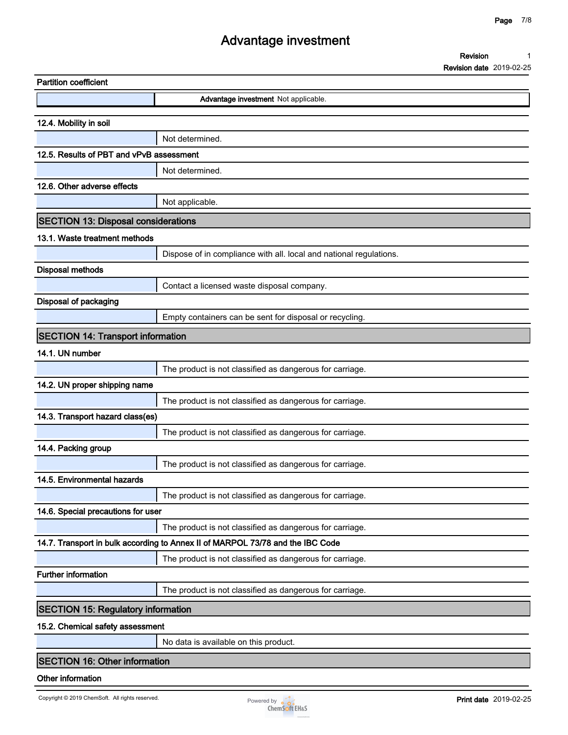### Partition coefficient

| | |
|---|---|
| | **Advantage investment** Not applicable. |

### 12.4. Mobility in soil

| | |
|---|---|
| | Not determined. |

### 12.5. Results of PBT and vPvB assessment

| | |
|---|---|
| | Not determined. |

### 12.6. Other adverse effects

| | |
|---|---|
| | Not applicable. |

## SECTION 13: Disposal considerations

### 13.1. Waste treatment methods

| | |
|---|---|
| | Dispose of in compliance with all. local and national regulations. |

### Disposal methods

| | |
|---|---|
| | Contact a licensed waste disposal company. |

### Disposal of packaging

| | |
|---|---|
| | Empty containers can be sent for disposal or recycling. |

## SECTION 14: Transport information

### 14.1. UN number

| | |
|---|---|
| | The product is not classified as dangerous for carriage. |

### 14.2. UN proper shipping name

| | |
|---|---|
| | The product is not classified as dangerous for carriage. |

### 14.3. Transport hazard class(es)

| | |
|---|---|
| | The product is not classified as dangerous for carriage. |

### 14.4. Packing group

| | |
|---|---|
| | The product is not classified as dangerous for carriage. |

### 14.5. Environmental hazards

| | |
|---|---|
| | The product is not classified as dangerous for carriage. |

### 14.6. Special precautions for user

| | |
|---|---|
| | The product is not classified as dangerous for carriage. |

### 14.7. Transport in bulk according to Annex II of MARPOL 73/78 and the IBC Code

| | |
|---|---|
| | The product is not classified as dangerous for carriage. |

### Further information

| | |
|---|---|
| | The product is not classified as dangerous for carriage. |

## SECTION 15: Regulatory information

### 15.2. Chemical safety assessment

| | |
|---|---|
| | No data is available on this product. |

## SECTION 16: Other information

### Other information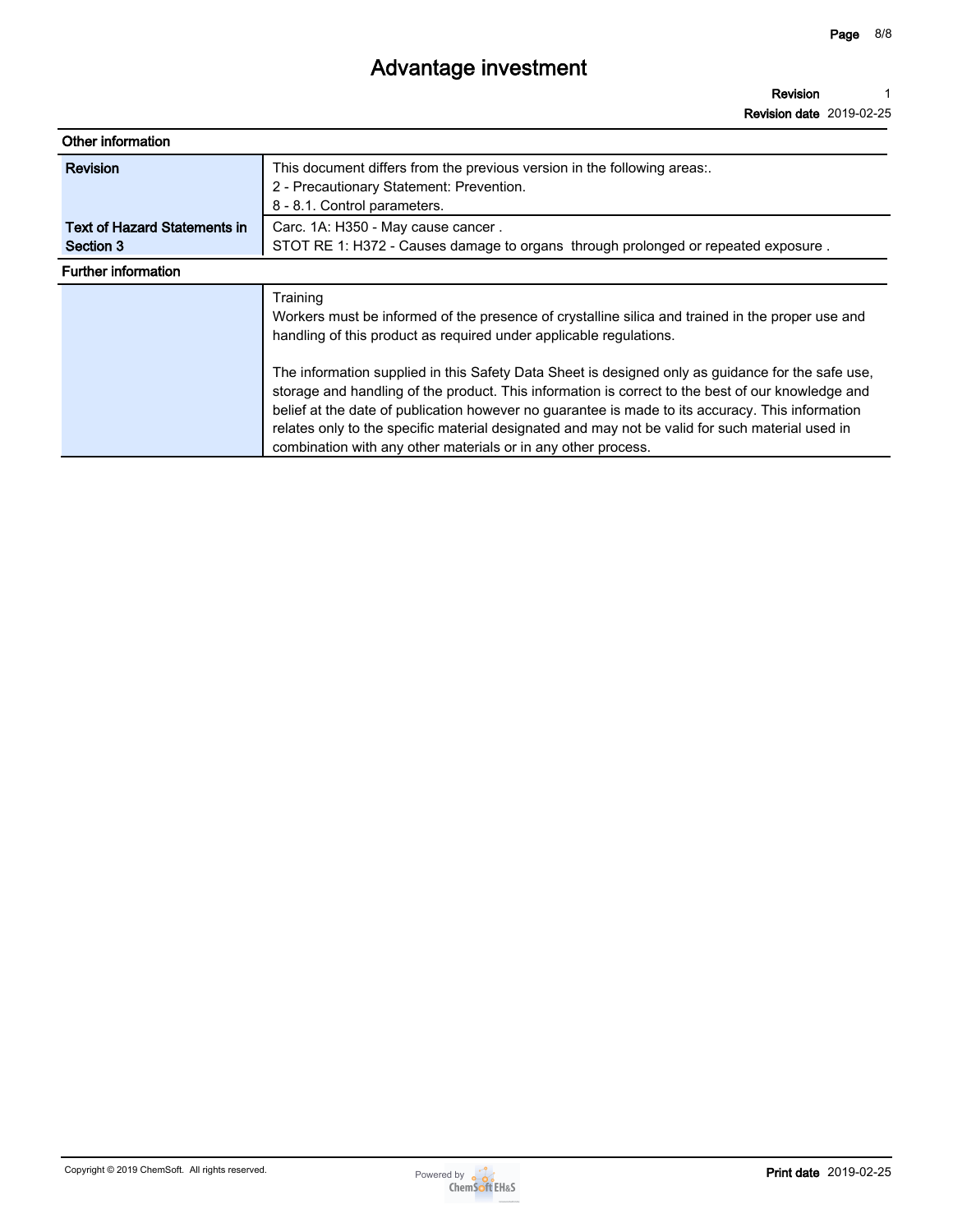## Other information

| | |
|---|---|
| **Revision** | This document differs from the previous version in the following areas:.<br>2 - Precautionary Statement: Prevention.<br>8 - 8.1. Control parameters. |
| **Text of Hazard Statements in Section 3** | Carc. 1A: H350 - May cause cancer .<br>STOT RE 1: H372 - Causes damage to organs through prolonged or repeated exposure . |

## Further information

| | |
|---|---|
| | Training<br>Workers must be informed of the presence of crystalline silica and trained in the proper use and handling of this product as required under applicable regulations.<br><br>The information supplied in this Safety Data Sheet is designed only as guidance for the safe use, storage and handling of the product. This information is correct to the best of our knowledge and belief at the date of publication however no guarantee is made to its accuracy. This information relates only to the specific material designated and may not be valid for such material used in combination with any other materials or in any other process. |